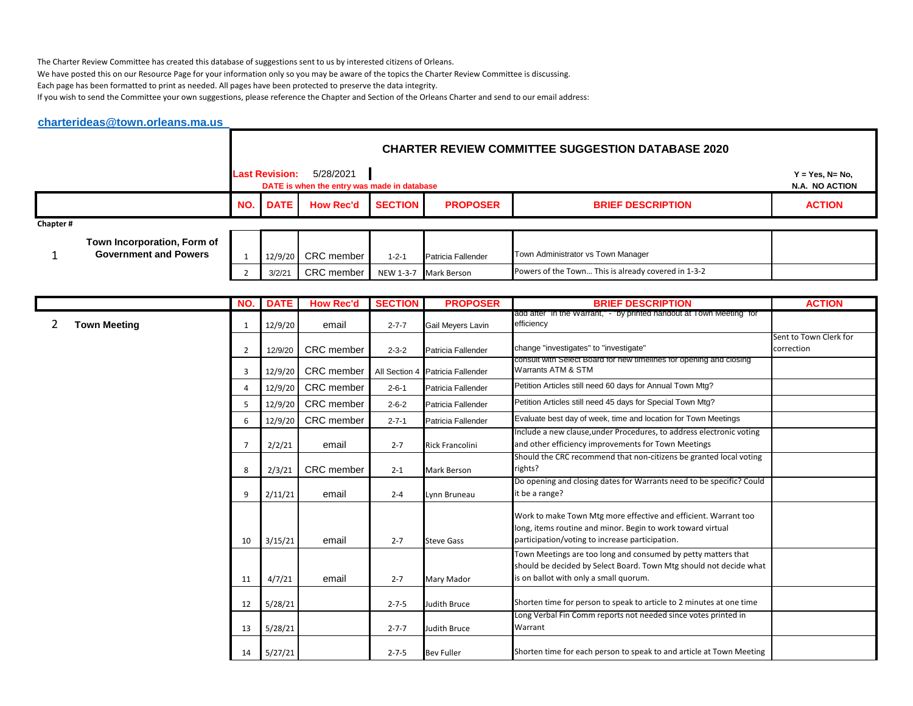The Charter Review Committee has created this database of suggestions sent to us by interested citizens of Orleans.
We have posted this on our Resource Page for your information only so you may be aware of the topics the Charter Review Committee is discussing.
Each page has been formatted to print as needed. All pages have been protected to preserve the data integrity.
If you wish to send the Committee your own suggestions, please reference the Chapter and Section of the Orleans Charter and send to our email address:

**charterideas@town.orleans.ma.us**

## CHARTER REVIEW COMMITTEE SUGGESTION DATABASE 2020

**Last Revision:** 5/28/2021

**DATE is when the entry was made in database**

**Y = Yes, N= No, N.A. NO ACTION**

| Chapter # | | NO. | DATE | How Rec'd | SECTION | PROPOSER | BRIEF DESCRIPTION | ACTION |
|---|---|---|---|---|---|---|---|---|
| 1 | **Town Incorporation, Form of Government and Powers** | 1 | 12/9/20 | CRC member | 1-2-1 | Patricia Fallender | Town Administrator vs Town Manager | |
| | | 2 | 3/2/21 | CRC member | NEW 1-3-7 | Mark Berson | Powers of the Town… This is already covered in 1-3-2 | |

| Chapter # | | NO. | DATE | How Rec'd | SECTION | PROPOSER | BRIEF DESCRIPTION | ACTION |
|---|---|---|---|---|---|---|---|---|
| 2 | **Town Meeting** | 1 | 12/9/20 | email | 2-7-7 | Gail Meyers Lavin | add after "in the Warrant," - "by printed handout at Town Meeting" for efficiency | |
| | | 2 | 12/9/20 | CRC member | 2-3-2 | Patricia Fallender | change "investigates" to "investigate" | Sent to Town Clerk for correction |
| | | 3 | 12/9/20 | CRC member | All Section 4 | Patricia Fallender | consult with Select Board for new timelines for opening and closing Warrants ATM & STM | |
| | | 4 | 12/9/20 | CRC member | 2-6-1 | Patricia Fallender | Petition Articles still need 60 days for Annual Town Mtg? | |
| | | 5 | 12/9/20 | CRC member | 2-6-2 | Patricia Fallender | Petition Articles still need 45 days for Special Town Mtg? | |
| | | 6 | 12/9/20 | CRC member | 2-7-1 | Patricia Fallender | Evaluate best day of week, time and location for Town Meetings | |
| | | 7 | 2/2/21 | email | 2-7 | Rick Francolini | Include a new clause,under Procedures, to address electronic voting and other efficiency improvements for Town Meetings | |
| | | 8 | 2/3/21 | CRC member | 2-1 | Mark Berson | Should the CRC recommend that non-citizens be granted local voting rights? | |
| | | 9 | 2/11/21 | email | 2-4 | Lynn Bruneau | Do opening and closing dates for Warrants need to be specific? Could it be a range? | |
| | | 10 | 3/15/21 | email | 2-7 | Steve Gass | Work to make Town Mtg more effective and efficient. Warrant too long, items routine and minor. Begin to work toward virtual participation/voting to increase participation. | |
| | | 11 | 4/7/21 | email | 2-7 | Mary Mador | Town Meetings are too long and consumed by petty matters that should be decided by Select Board. Town Mtg should not decide what is on ballot with only a small quorum. | |
| | | 12 | 5/28/21 | | 2-7-5 | Judith Bruce | Shorten time for person to speak to article to 2 minutes at one time | |
| | | 13 | 5/28/21 | | 2-7-7 | Judith Bruce | Long Verbal Fin Comm reports not needed since votes printed in Warrant | |
| | | 14 | 5/27/21 | | 2-7-5 | Bev Fuller | Shorten time for each person to speak to and article at Town Meeting | |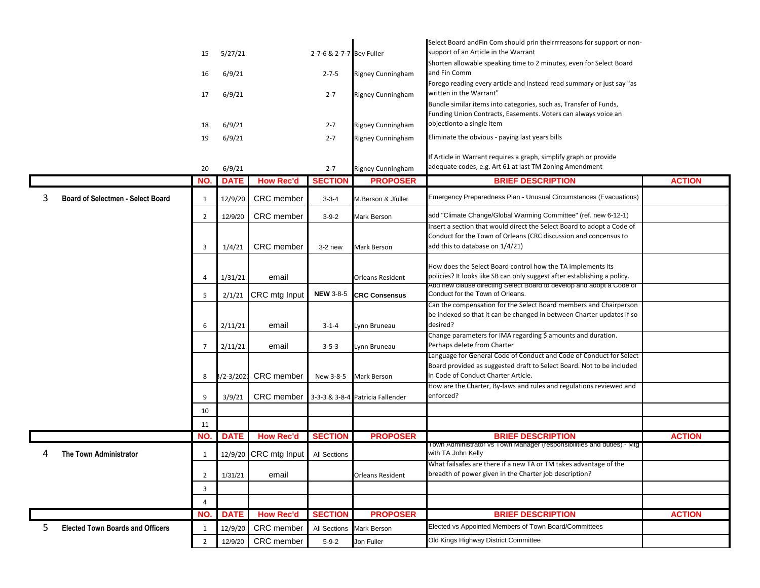| | | NO. | DATE | How Rec'd | SECTION | PROPOSER | BRIEF DESCRIPTION | ACTION |
|---|---|---|---|---|---|---|---|---|
| | | 15 | 5/27/21 | | 2-7-6 & 2-7-7 | Bev Fuller | Select Board andFin Com should prin theirrrreasons for support or non-support of an Article in the Warrant | |
| | | 16 | 6/9/21 | | 2-7-5 | Rigney Cunningham | Shorten allowable speaking time to 2 minutes, even for Select Board and Fin Comm | |
| | | 17 | 6/9/21 | | 2-7 | Rigney Cunningham | Forego reading every article and instead read summary or just say "as written in the Warrant" | |
| | | 18 | 6/9/21 | | 2-7 | Rigney Cunningham | Bundle similar items into categories, such as, Transfer of Funds, Funding Union Contracts, Easements. Voters can always voice an objectionto a single item | |
| | | 19 | 6/9/21 | | 2-7 | Rigney Cunningham | Eliminate the obvious - paying last years bills | |
| | | 20 | 6/9/21 | | 2-7 | Rigney Cunningham | If Article in Warrant requires a graph, simplify graph or provide adequate codes, e.g. Art 61 at last TM Zoning Amendment | |

| | | NO. | DATE | How Rec'd | SECTION | PROPOSER | BRIEF DESCRIPTION | ACTION |
|---|---|---|---|---|---|---|---|---|
| 3 | **Board of Selectmen - Select Board** | 1 | 12/9/20 | CRC member | 3-3-4 | M.Berson & Jfuller | Emergency Preparedness Plan - Unusual Circumstances (Evacuations) | |
| | | 2 | 12/9/20 | CRC member | 3-9-2 | Mark Berson | add "Climate Change/Global Warming Committee" (ref. new 6-12-1) | |
| | | 3 | 1/4/21 | CRC member | 3-2 new | Mark Berson | Insert a section that would direct the Select Board to adopt a Code of Conduct for the Town of Orleans (CRC discussion and concensus to add this to database on 1/4/21) | |
| | | 4 | 1/31/21 | email | | Orleans Resident | How does the Select Board control how the TA implements its policies? It looks like SB can only suggest after establishing a policy. | |
| | | 5 | 2/1/21 | CRC mtg Input | **NEW** 3-8-5 | **CRC Consensus** | Add new clause directing Select Board to develop and adopt a Code of Conduct for the Town of Orleans. | |
| | | 6 | 2/11/21 | email | 3-1-4 | Lynn Bruneau | Can the compensation for the Select Board members and Chairperson be indexed so that it can be changed in between Charter updates if so desired? | |
| | | 7 | 2/11/21 | email | 3-5-3 | Lynn Bruneau | Change parameters for IMA regarding $ amounts and duration. Perhaps delete from Charter | |
| | | 8 | 3/2-3/2021 | CRC member | New 3-8-5 | Mark Berson | Language for General Code of Conduct and Code of Conduct for Select Board provided as suggested draft to Select Board. Not to be included in Code of Conduct Charter Article. | |
| | | 9 | 3/9/21 | CRC member | 3-3-3 & 3-8-4 | Patricia Fallender | How are the Charter, By-laws and rules and regulations reviewed and enforced? | |
| | | 10 | | | | | | |
| | | 11 | | | | | | |

| | | NO. | DATE | How Rec'd | SECTION | PROPOSER | BRIEF DESCRIPTION | ACTION |
|---|---|---|---|---|---|---|---|---|
| 4 | **The Town Administrator** | 1 | 12/9/20 | CRC mtg Input | All Sections | | Town Administrator vs Town Manager (responsibilities and duties) - Mtg with TA John Kelly | |
| | | 2 | 1/31/21 | email | | Orleans Resident | What failsafes are there if a new TA or TM takes advantage of the breadth of power given in the Charter job description? | |
| | | 3 | | | | | | |
| | | 4 | | | | | | |

| | | NO. | DATE | How Rec'd | SECTION | PROPOSER | BRIEF DESCRIPTION | ACTION |
|---|---|---|---|---|---|---|---|---|
| 5 | **Elected Town Boards and Officers** | 1 | 12/9/20 | CRC member | All Sections | Mark Berson | Elected vs Appointed Members of Town Board/Committees | |
| | | 2 | 12/9/20 | CRC member | 5-9-2 | Jon Fuller | Old Kings Highway District Committee | |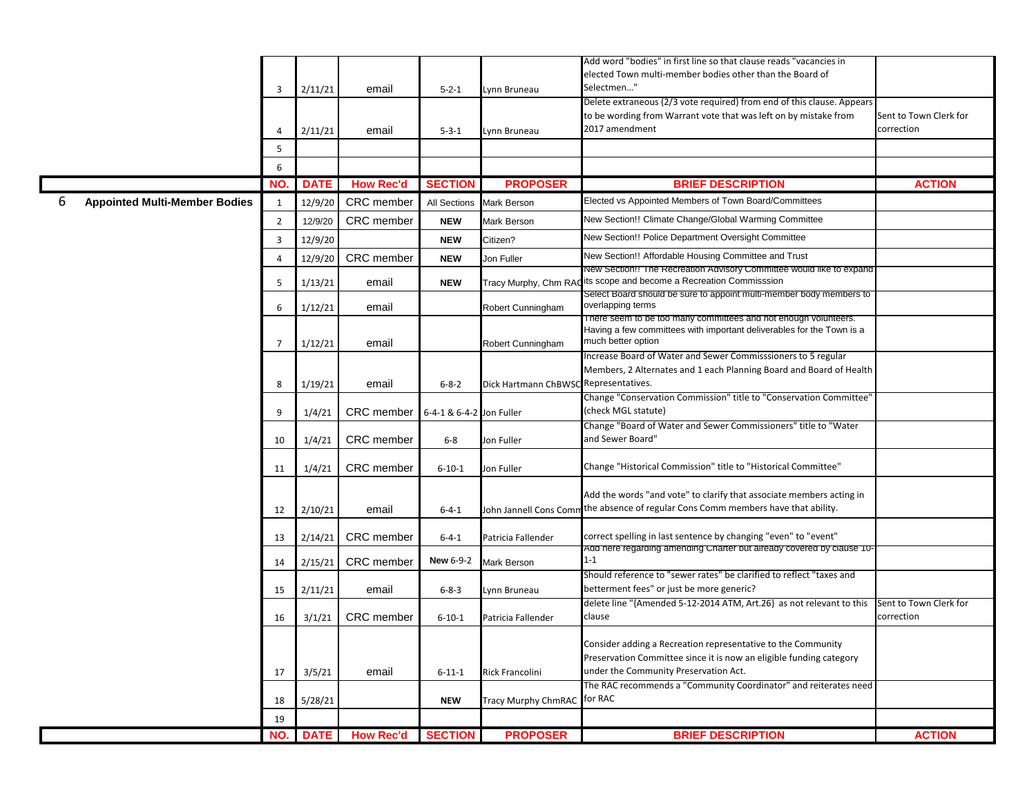| | | NO. | DATE | How Rec'd | SECTION | PROPOSER | BRIEF DESCRIPTION | ACTION |
|---|---|---|---|---|---|---|---|---|
| | | 3 | 2/11/21 | email | 5-2-1 | Lynn Bruneau | Add word "bodies" in first line so that clause reads "vacancies in elected Town multi-member bodies other than the Board of Selectmen…" | |
| | | 4 | 2/11/21 | email | 5-3-1 | Lynn Bruneau | Delete extraneous (2/3 vote required) from end of this clause. Appears to be wording from Warrant vote that was left on by mistake from 2017 amendment | Sent to Town Clerk for correction |
| | | 5 | | | | | | |
| | | 6 | | | | | | |
| | | **NO.** | **DATE** | **How Rec'd** | **SECTION** | **PROPOSER** | **BRIEF DESCRIPTION** | **ACTION** |
| 6 | **Appointed Multi-Member Bodies** | 1 | 12/9/20 | CRC member | All Sections | Mark Berson | Elected vs Appointed Members of Town Board/Committees | |
| | | 2 | 12/9/20 | CRC member | **NEW** | Mark Berson | New Section!! Climate Change/Global Warming Committee | |
| | | 3 | 12/9/20 | | **NEW** | Citizen? | New Section!! Police Department Oversight Committee | |
| | | 4 | 12/9/20 | CRC member | **NEW** | Jon Fuller | New Section!! Affordable Housing Committee and Trust | |
| | | 5 | 1/13/21 | email | **NEW** | Tracy Murphy, Chm RAC | New Section!! The Recreation Advisory Committee would like to expand its scope and become a Recreation Commisssion | |
| | | 6 | 1/12/21 | email | | Robert Cunningham | Select Board should be sure to appoint multi-member body members to overlapping terms | |
| | | 7 | 1/12/21 | email | | Robert Cunningham | There seem to be too many committees and not enough volunteers. Having a few committees with important deliverables for the Town is a much better option | |
| | | 8 | 1/19/21 | email | 6-8-2 | Dick Hartmann ChBWSC | Increase Board of Water and Sewer Commisssioners to 5 regular Members, 2 Alternates and 1 each Planning Board and Board of Health Representatives. | |
| | | 9 | 1/4/21 | CRC member | 6-4-1 & 6-4-2 | Jon Fuller | Change "Conservation Commission" title to "Conservation Committee" (check MGL statute) | |
| | | 10 | 1/4/21 | CRC member | 6-8 | Jon Fuller | Change "Board of Water and Sewer Commissioners" title to "Water and Sewer Board" | |
| | | 11 | 1/4/21 | CRC member | 6-10-1 | Jon Fuller | Change "Historical Commission" title to "Historical Committee" | |
| | | 12 | 2/10/21 | email | 6-4-1 | John Jannell Cons Comm | Add the words "and vote" to clarify that associate members acting in the absence of regular Cons Comm members have that ability. | |
| | | 13 | 2/14/21 | CRC member | 6-4-1 | Patricia Fallender | correct spelling in last sentence by changing "even" to "event" | |
| | | 14 | 2/15/21 | CRC member | **New** 6-9-2 | Mark Berson | Add here regarding amending Charter but already covered by clause 10-1-1 | |
| | | 15 | 2/11/21 | email | 6-8-3 | Lynn Bruneau | Should reference to "sewer rates" be clarified to reflect "taxes and betterment fees" or just be more generic? | |
| | | 16 | 3/1/21 | CRC member | 6-10-1 | Patricia Fallender | delete line "{Amended 5-12-2014 ATM, Art.26} as not relevant to this clause | Sent to Town Clerk for correction |
| | | 17 | 3/5/21 | email | 6-11-1 | Rick Francolini | Consider adding a Recreation representative to the Community Preservation Committee since it is now an eligible funding category under the Community Preservation Act. | |
| | | 18 | 5/28/21 | | **NEW** | Tracy Murphy ChmRAC | The RAC recommends a "Community Coordinator" and reiterates need for RAC | |
| | | 19 | | | | | | |
| | | **NO.** | **DATE** | **How Rec'd** | **SECTION** | **PROPOSER** | **BRIEF DESCRIPTION** | **ACTION** |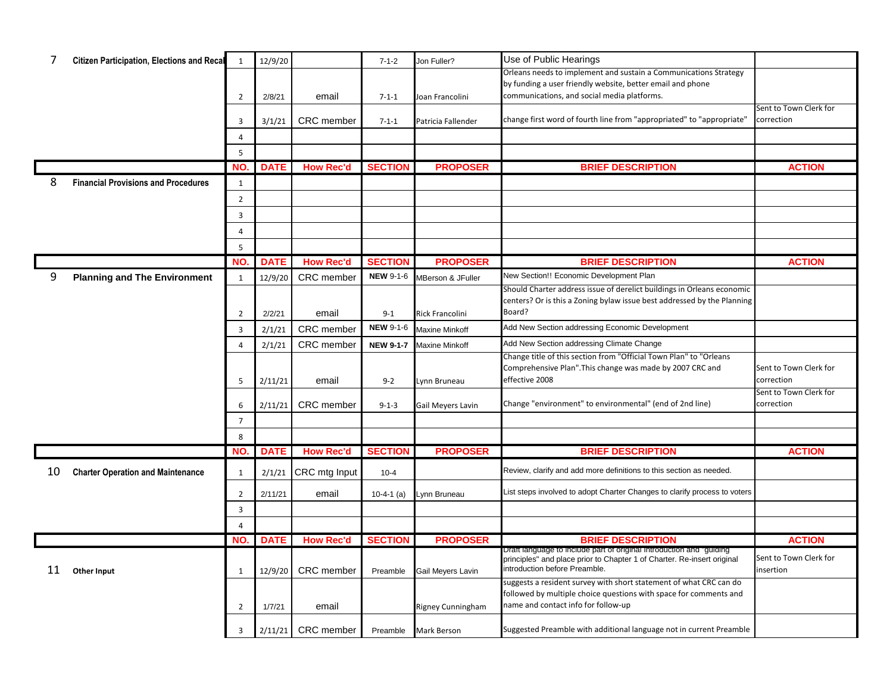| | | NO. | DATE | How Rec'd | SECTION | PROPOSER | BRIEF DESCRIPTION | ACTION |
|---|---|---|---|---|---|---|---|---|
| 7 | **Citizen Participation, Elections and Recall** | 1 | 12/9/20 | | 7-1-2 | Jon Fuller? | Use of Public Hearings | |
| | | 2 | 2/8/21 | email | 7-1-1 | Joan Francolini | Orleans needs to implement and sustain a Communications Strategy by funding a user friendly website, better email and phone communications, and social media platforms. | |
| | | 3 | 3/1/21 | CRC member | 7-1-1 | Patricia Fallender | change first word of fourth line from "appropriated" to "appropriate" | Sent to Town Clerk for correction |
| | | 4 | | | | | | |
| | | 5 | | | | | | |
| | | **NO.** | **DATE** | **How Rec'd** | **SECTION** | **PROPOSER** | **BRIEF DESCRIPTION** | **ACTION** |
| 8 | **Financial Provisions and Procedures** | 1 | | | | | | |
| | | 2 | | | | | | |
| | | 3 | | | | | | |
| | | 4 | | | | | | |
| | | 5 | | | | | | |
| | | **NO.** | **DATE** | **How Rec'd** | **SECTION** | **PROPOSER** | **BRIEF DESCRIPTION** | **ACTION** |
| 9 | **Planning and The Environment** | 1 | 12/9/20 | CRC member | **NEW** 9-1-6 | MBerson & JFuller | New Section!! Economic Development Plan | |
| | | 2 | 2/2/21 | email | 9-1 | Rick Francolini | Should Charter address issue of derelict buildings in Orleans economic centers? Or is this a Zoning bylaw issue best addressed by the Planning Board? | |
| | | 3 | 2/1/21 | CRC member | **NEW** 9-1-6 | Maxine Minkoff | Add New Section addressing Economic Development | |
| | | 4 | 2/1/21 | CRC member | **NEW 9-1-7** | Maxine Minkoff | Add New Section addressing Climate Change | |
| | | 5 | 2/11/21 | email | 9-2 | Lynn Bruneau | Change title of this section from "Official Town Plan" to "Orleans Comprehensive Plan".This change was made by 2007 CRC and effective 2008 | Sent to Town Clerk for correction |
| | | 6 | 2/11/21 | CRC member | 9-1-3 | Gail Meyers Lavin | Change "environment" to environmental" (end of 2nd line) | Sent to Town Clerk for correction |
| | | 7 | | | | | | |
| | | 8 | | | | | | |
| | | **NO.** | **DATE** | **How Rec'd** | **SECTION** | **PROPOSER** | **BRIEF DESCRIPTION** | **ACTION** |
| 10 | **Charter Operation and Maintenance** | 1 | 2/1/21 | CRC mtg Input | 10-4 | | Review, clarify and add more definitions to this section as needed. | |
| | | 2 | 2/11/21 | email | 10-4-1 (a) | Lynn Bruneau | List steps involved to adopt Charter Changes to clarify process to voters | |
| | | 3 | | | | | | |
| | | 4 | | | | | | |
| | | **NO.** | **DATE** | **How Rec'd** | **SECTION** | **PROPOSER** | **BRIEF DESCRIPTION** | **ACTION** |
| 11 | **Other Input** | 1 | 12/9/20 | CRC member | Preamble | Gail Meyers Lavin | Draft language to include part of original introduction and "guiding principles" and place prior to Chapter 1 of Charter. Re-insert original introduction before Preamble. | Sent to Town Clerk for insertion |
| | | 2 | 1/7/21 | email | | Rigney Cunningham | suggests a resident survey with short statement of what CRC can do followed by multiple choice questions with space for comments and name and contact info for follow-up | |
| | | 3 | 2/11/21 | CRC member | Preamble | Mark Berson | Suggested Preamble with additional language not in current Preamble | |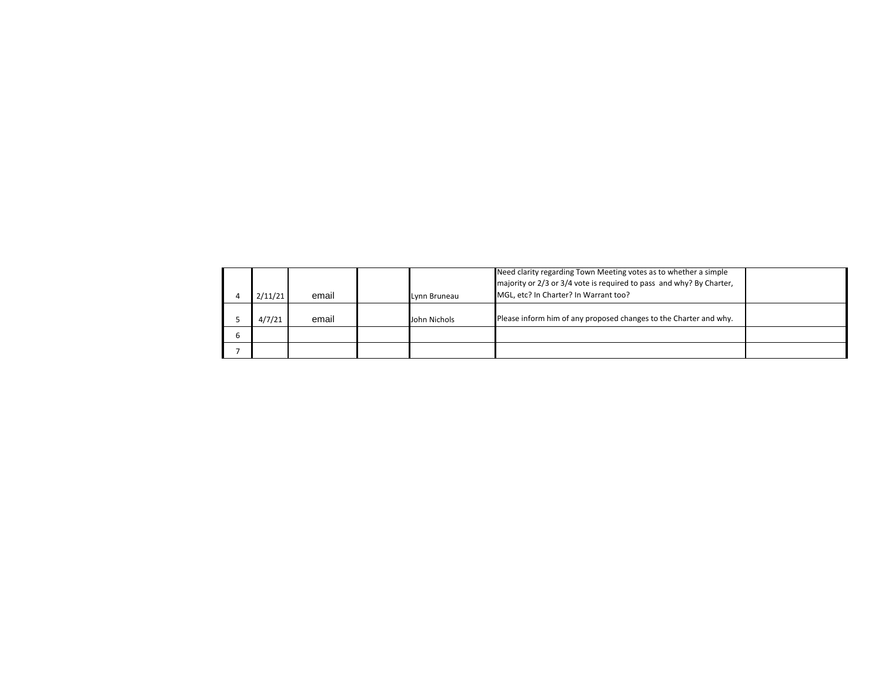| | | | | | | |
|---|---|---|---|---|---|---|
| 4 | 2/11/21 | email | | Lynn Bruneau | Need clarity regarding Town Meeting votes as to whether a simple majority or 2/3 or 3/4 vote is required to pass and why? By Charter, MGL, etc? In Charter? In Warrant too? | |
| 5 | 4/7/21 | email | | John Nichols | Please inform him of any proposed changes to the Charter and why. | |
| 6 | | | | | | |
| 7 | | | | | | |